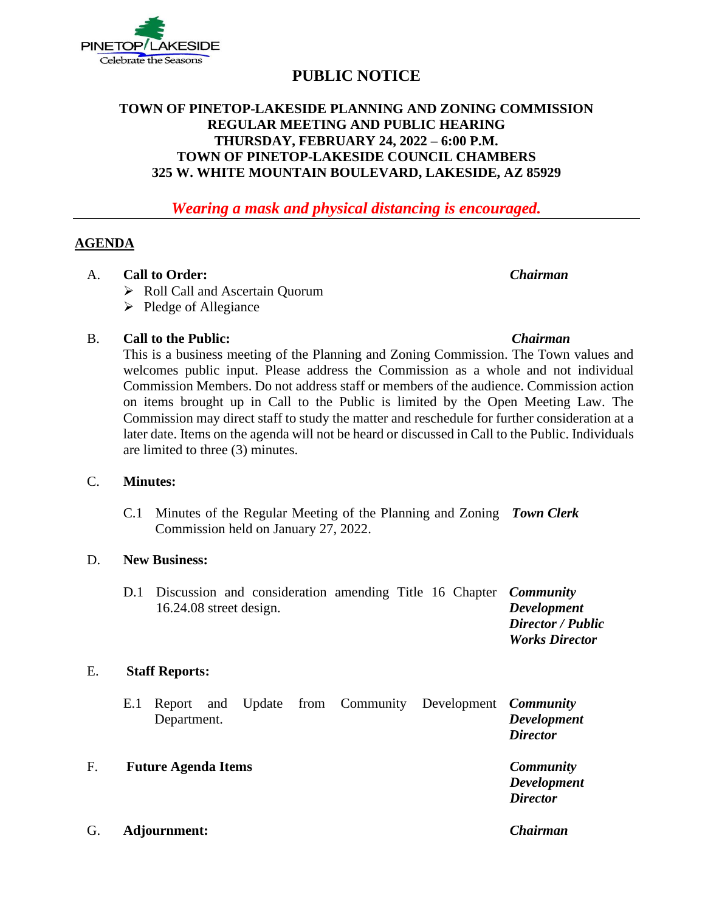PINETOP/LAKESIDE
Celebrate the Seasons

# PUBLIC NOTICE

**TOWN OF PINETOP-LAKESIDE PLANNING AND ZONING COMMISSION**
**REGULAR MEETING AND PUBLIC HEARING**
**THURSDAY, FEBRUARY 24, 2022 – 6:00 P.M.**
**TOWN OF PINETOP-LAKESIDE COUNCIL CHAMBERS**
**325 W. WHITE MOUNTAIN BOULEVARD, LAKESIDE, AZ 85929**

***Wearing a mask and physical distancing is encouraged.***

---

## AGENDA

A. **Call to Order:** — ***Chairman***
- Roll Call and Ascertain Quorum
- Pledge of Allegiance

B. **Call to the Public:** — ***Chairman***

This is a business meeting of the Planning and Zoning Commission. The Town values and welcomes public input. Please address the Commission as a whole and not individual Commission Members. Do not address staff or members of the audience. Commission action on items brought up in Call to the Public is limited by the Open Meeting Law. The Commission may direct staff to study the matter and reschedule for further consideration at a later date. Items on the agenda will not be heard or discussed in Call to the Public. Individuals are limited to three (3) minutes.

C. **Minutes:**

C.1 Minutes of the Regular Meeting of the Planning and Zoning Commission held on January 27, 2022. — ***Town Clerk***

D. **New Business:**

D.1 Discussion and consideration amending Title 16 Chapter 16.24.08 street design. — ***Community Development Director / Public Works Director***

E. **Staff Reports:**

E.1 Report and Update from Community Development Department. — ***Community Development Director***

F. **Future Agenda Items** — ***Community Development Director***

G. **Adjournment:** — ***Chairman***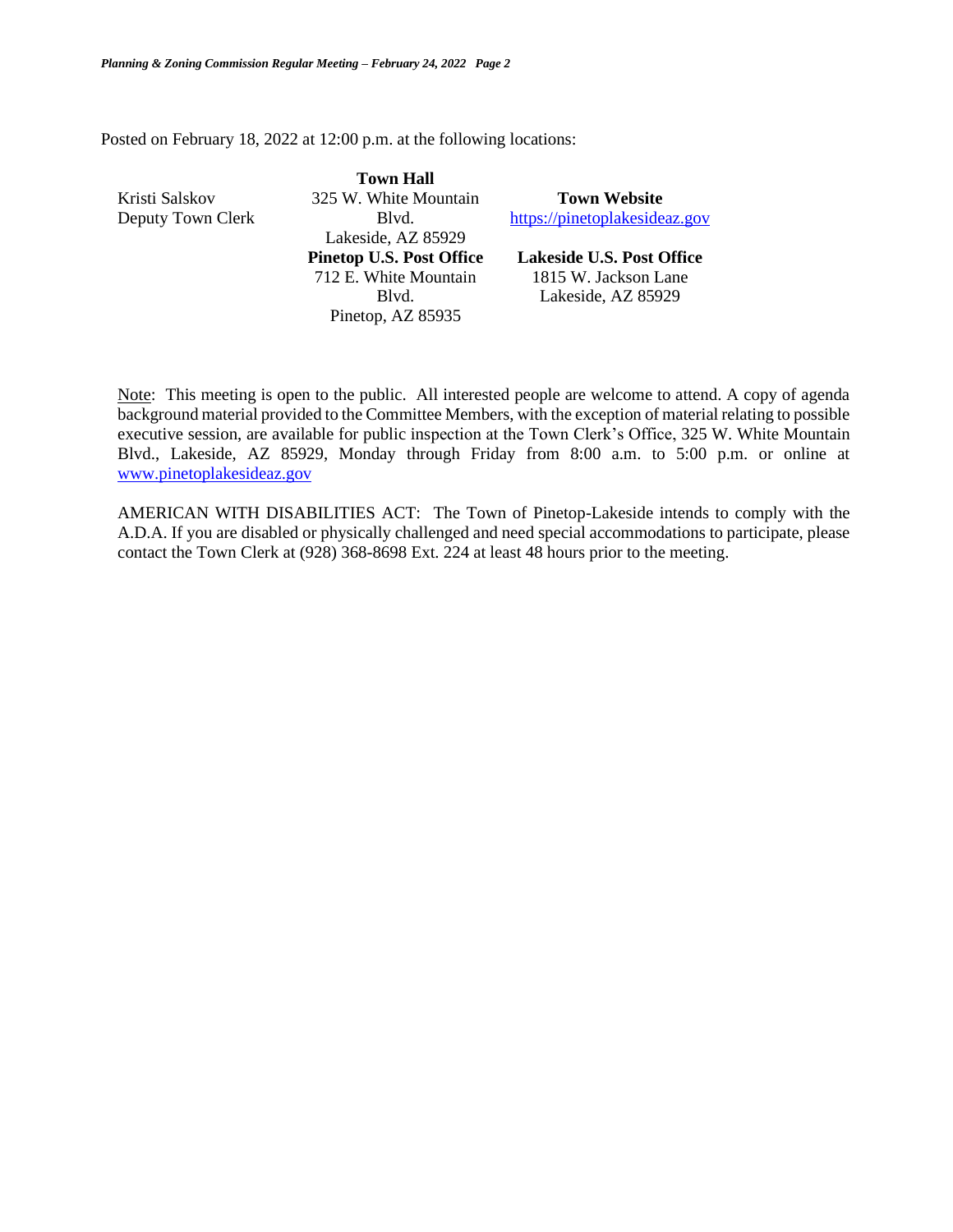Posted on February 18, 2022 at 12:00 p.m. at the following locations:

| | | |
|---|---|---|
| Kristi Salskov<br>Deputy Town Clerk | **Town Hall**<br>325 W. White Mountain Blvd.<br>Lakeside, AZ 85929 | **Town Website**<br>https://pinetoplakesideaz.gov |
| | **Pinetop U.S. Post Office**<br>712 E. White Mountain Blvd.<br>Pinetop, AZ 85935 | **Lakeside U.S. Post Office**<br>1815 W. Jackson Lane<br>Lakeside, AZ 85929 |

Note: This meeting is open to the public. All interested people are welcome to attend. A copy of agenda background material provided to the Committee Members, with the exception of material relating to possible executive session, are available for public inspection at the Town Clerk's Office, 325 W. White Mountain Blvd., Lakeside, AZ 85929, Monday through Friday from 8:00 a.m. to 5:00 p.m. or online at www.pinetoplakesideaz.gov

AMERICAN WITH DISABILITIES ACT: The Town of Pinetop-Lakeside intends to comply with the A.D.A. If you are disabled or physically challenged and need special accommodations to participate, please contact the Town Clerk at (928) 368-8698 Ext. 224 at least 48 hours prior to the meeting.